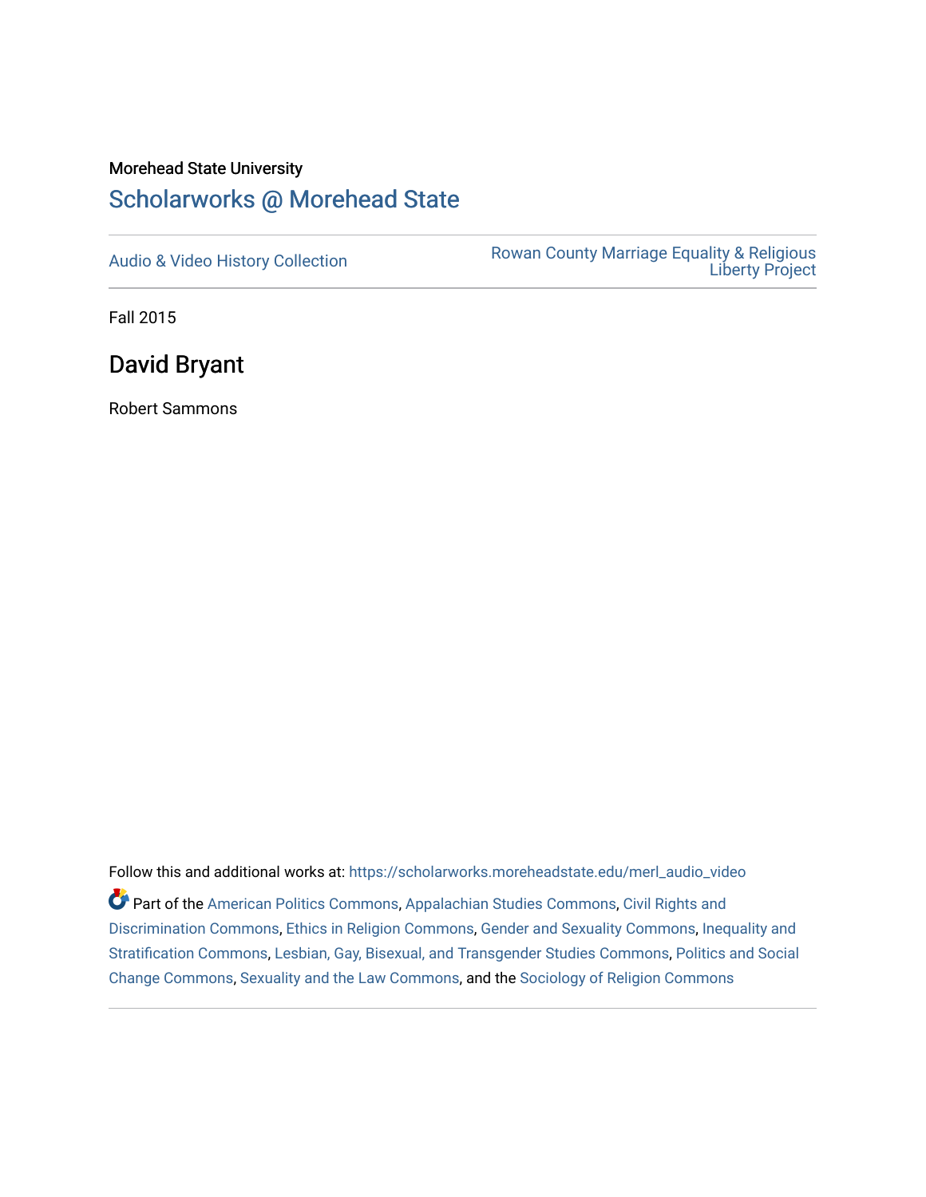Morehead State University

# Scholarworks @ Morehead State

Audio & Video History Collection

Rowan County Marriage Equality & Religious Liberty Project

Fall 2015

## David Bryant

Robert Sammons

Follow this and additional works at: https://scholarworks.moreheadstate.edu/merl_audio_video

Part of the American Politics Commons, Appalachian Studies Commons, Civil Rights and Discrimination Commons, Ethics in Religion Commons, Gender and Sexuality Commons, Inequality and Stratification Commons, Lesbian, Gay, Bisexual, and Transgender Studies Commons, Politics and Social Change Commons, Sexuality and the Law Commons, and the Sociology of Religion Commons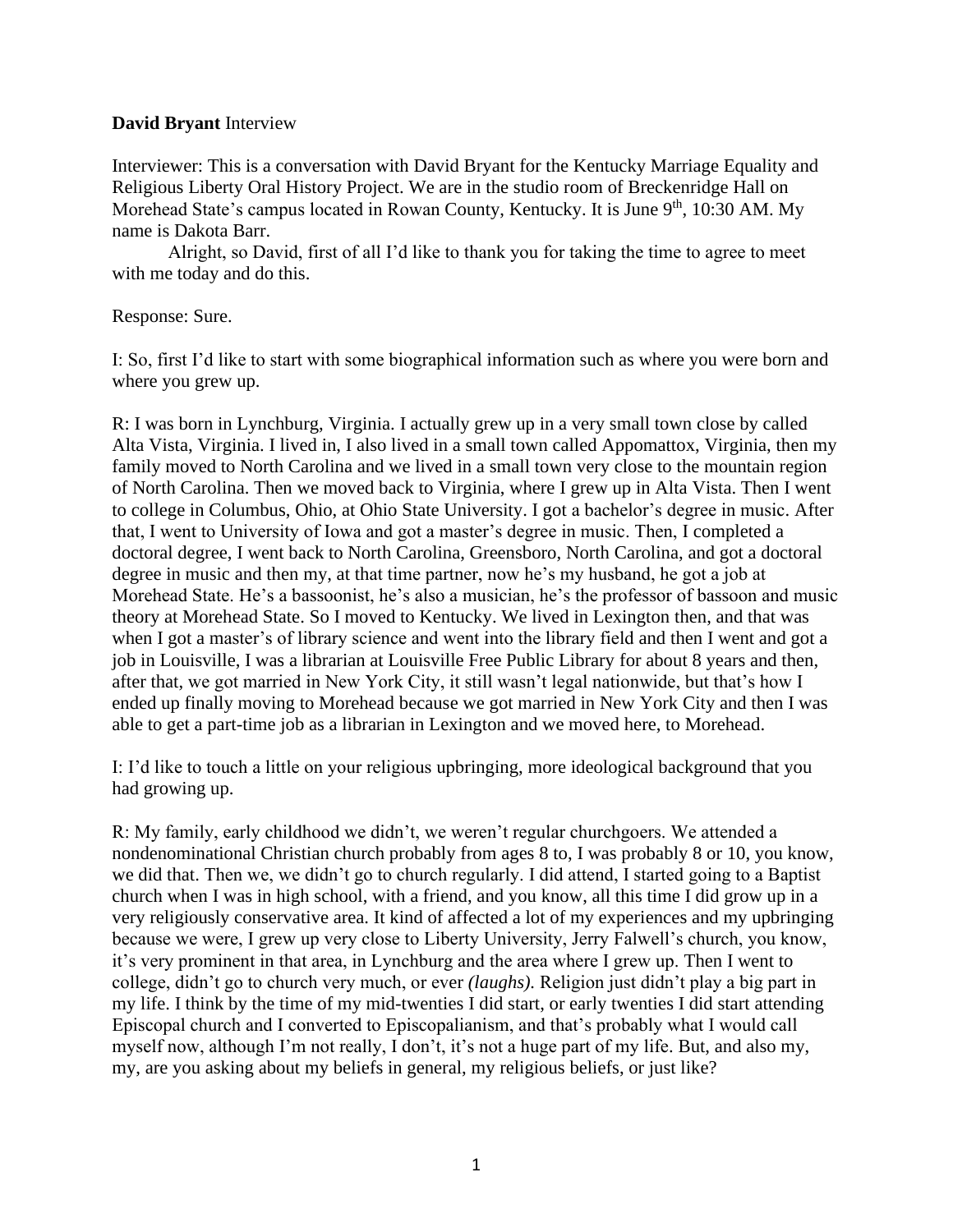**David Bryant** Interview

Interviewer: This is a conversation with David Bryant for the Kentucky Marriage Equality and Religious Liberty Oral History Project. We are in the studio room of Breckenridge Hall on Morehead State's campus located in Rowan County, Kentucky. It is June 9th, 10:30 AM. My name is Dakota Barr.

Alright, so David, first of all I'd like to thank you for taking the time to agree to meet with me today and do this.

Response: Sure.

I: So, first I'd like to start with some biographical information such as where you were born and where you grew up.

R: I was born in Lynchburg, Virginia. I actually grew up in a very small town close by called Alta Vista, Virginia. I lived in, I also lived in a small town called Appomattox, Virginia, then my family moved to North Carolina and we lived in a small town very close to the mountain region of North Carolina. Then we moved back to Virginia, where I grew up in Alta Vista. Then I went to college in Columbus, Ohio, at Ohio State University. I got a bachelor's degree in music. After that, I went to University of Iowa and got a master's degree in music. Then, I completed a doctoral degree, I went back to North Carolina, Greensboro, North Carolina, and got a doctoral degree in music and then my, at that time partner, now he's my husband, he got a job at Morehead State. He's a bassoonist, he's also a musician, he's the professor of bassoon and music theory at Morehead State. So I moved to Kentucky. We lived in Lexington then, and that was when I got a master's of library science and went into the library field and then I went and got a job in Louisville, I was a librarian at Louisville Free Public Library for about 8 years and then, after that, we got married in New York City, it still wasn't legal nationwide, but that's how I ended up finally moving to Morehead because we got married in New York City and then I was able to get a part-time job as a librarian in Lexington and we moved here, to Morehead.

I: I'd like to touch a little on your religious upbringing, more ideological background that you had growing up.

R: My family, early childhood we didn't, we weren't regular churchgoers. We attended a nondenominational Christian church probably from ages 8 to, I was probably 8 or 10, you know, we did that. Then we, we didn't go to church regularly. I did attend, I started going to a Baptist church when I was in high school, with a friend, and you know, all this time I did grow up in a very religiously conservative area. It kind of affected a lot of my experiences and my upbringing because we were, I grew up very close to Liberty University, Jerry Falwell's church, you know, it's very prominent in that area, in Lynchburg and the area where I grew up. Then I went to college, didn't go to church very much, or ever *(laughs)*. Religion just didn't play a big part in my life. I think by the time of my mid-twenties I did start, or early twenties I did start attending Episcopal church and I converted to Episcopalianism, and that's probably what I would call myself now, although I'm not really, I don't, it's not a huge part of my life. But, and also my, my, are you asking about my beliefs in general, my religious beliefs, or just like?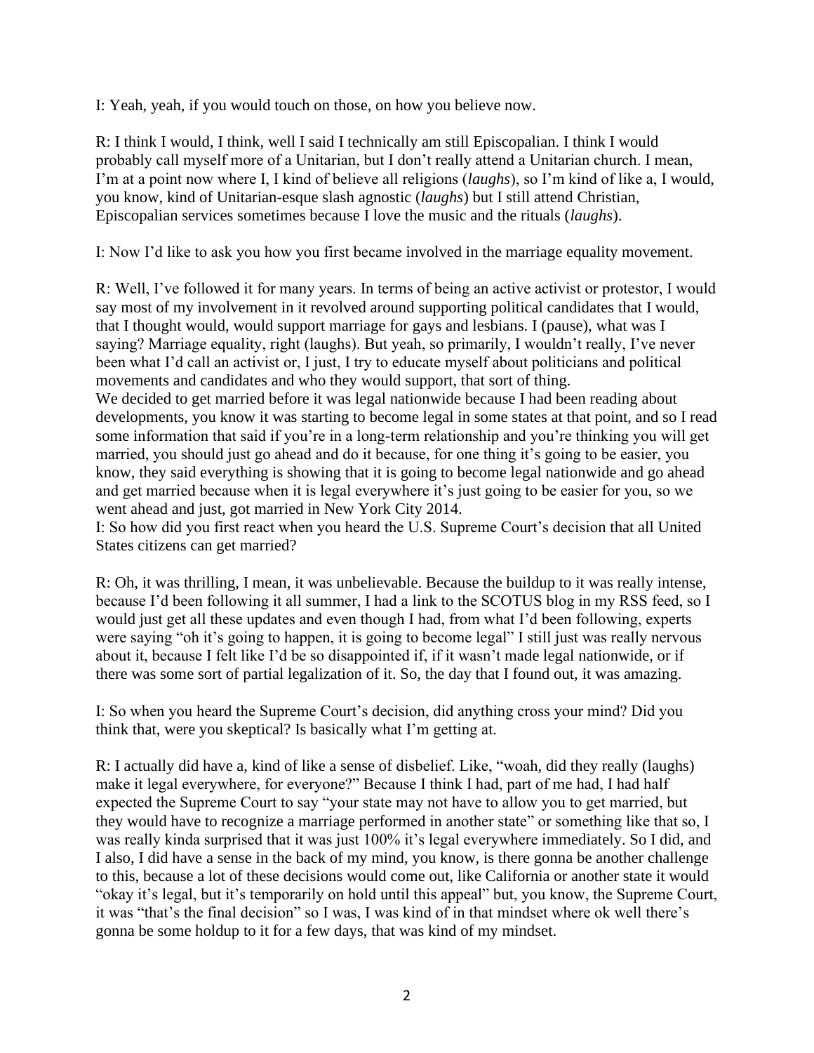I: Yeah, yeah, if you would touch on those, on how you believe now.

R: I think I would, I think, well I said I technically am still Episcopalian. I think I would probably call myself more of a Unitarian, but I don't really attend a Unitarian church. I mean, I'm at a point now where I, I kind of believe all religions (*laughs*), so I'm kind of like a, I would, you know, kind of Unitarian-esque slash agnostic (*laughs*) but I still attend Christian, Episcopalian services sometimes because I love the music and the rituals (*laughs*).

I: Now I'd like to ask you how you first became involved in the marriage equality movement.

R: Well, I've followed it for many years. In terms of being an active activist or protestor, I would say most of my involvement in it revolved around supporting political candidates that I would, that I thought would, would support marriage for gays and lesbians. I (pause), what was I saying? Marriage equality, right (laughs). But yeah, so primarily, I wouldn't really, I've never been what I'd call an activist or, I just, I try to educate myself about politicians and political movements and candidates and who they would support, that sort of thing.

We decided to get married before it was legal nationwide because I had been reading about developments, you know it was starting to become legal in some states at that point, and so I read some information that said if you're in a long-term relationship and you're thinking you will get married, you should just go ahead and do it because, for one thing it's going to be easier, you know, they said everything is showing that it is going to become legal nationwide and go ahead and get married because when it is legal everywhere it's just going to be easier for you, so we went ahead and just, got married in New York City 2014.

I: So how did you first react when you heard the U.S. Supreme Court's decision that all United States citizens can get married?

R: Oh, it was thrilling, I mean, it was unbelievable. Because the buildup to it was really intense, because I'd been following it all summer, I had a link to the SCOTUS blog in my RSS feed, so I would just get all these updates and even though I had, from what I'd been following, experts were saying "oh it's going to happen, it is going to become legal" I still just was really nervous about it, because I felt like I'd be so disappointed if, if it wasn't made legal nationwide, or if there was some sort of partial legalization of it. So, the day that I found out, it was amazing.

I: So when you heard the Supreme Court's decision, did anything cross your mind? Did you think that, were you skeptical? Is basically what I'm getting at.

R: I actually did have a, kind of like a sense of disbelief. Like, "woah, did they really (laughs) make it legal everywhere, for everyone?" Because I think I had, part of me had, I had half expected the Supreme Court to say "your state may not have to allow you to get married, but they would have to recognize a marriage performed in another state" or something like that so, I was really kinda surprised that it was just 100% it's legal everywhere immediately. So I did, and I also, I did have a sense in the back of my mind, you know, is there gonna be another challenge to this, because a lot of these decisions would come out, like California or another state it would "okay it's legal, but it's temporarily on hold until this appeal" but, you know, the Supreme Court, it was "that's the final decision" so I was, I was kind of in that mindset where ok well there's gonna be some holdup to it for a few days, that was kind of my mindset.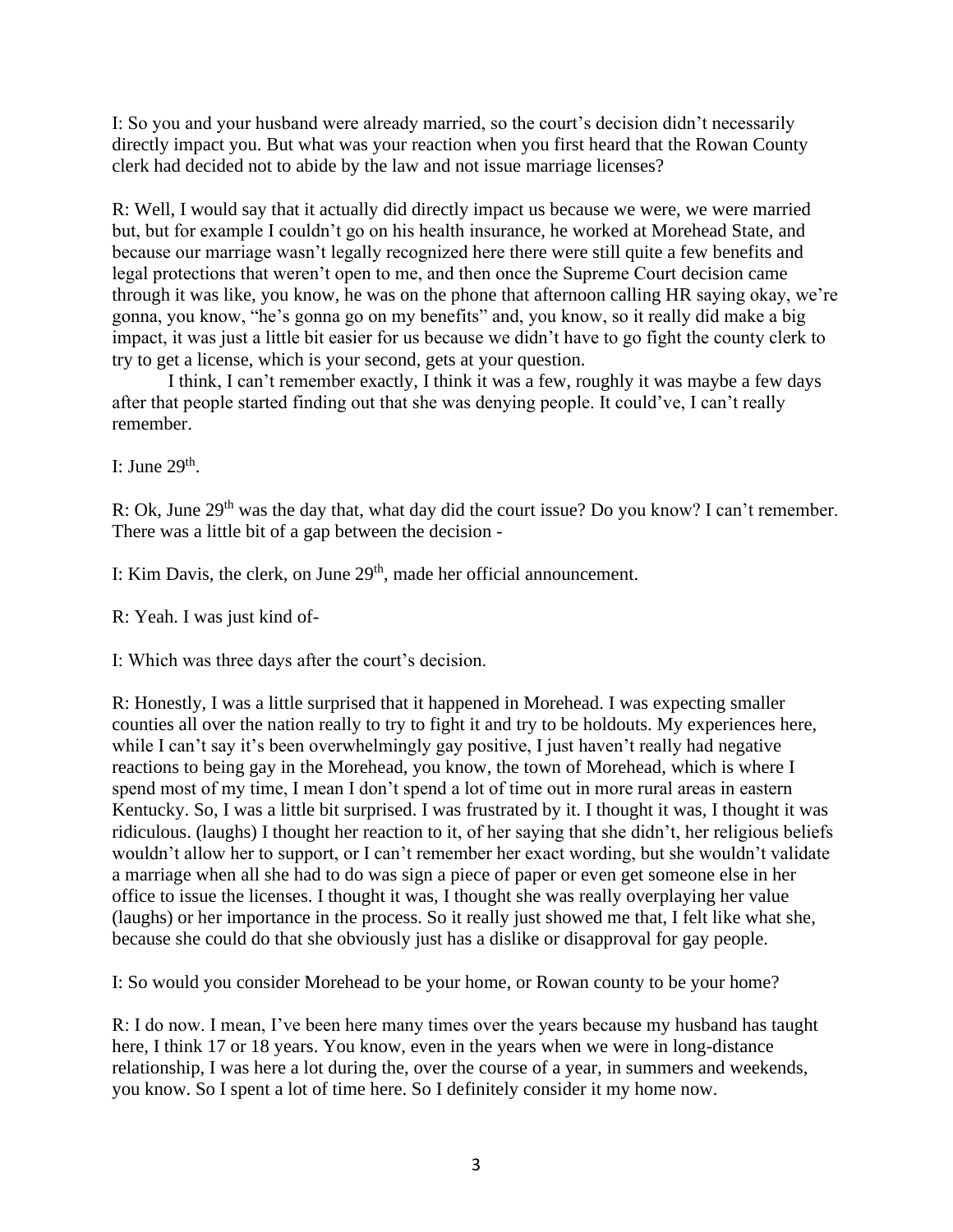I: So you and your husband were already married, so the court's decision didn't necessarily directly impact you. But what was your reaction when you first heard that the Rowan County clerk had decided not to abide by the law and not issue marriage licenses?

R: Well, I would say that it actually did directly impact us because we were, we were married but, but for example I couldn't go on his health insurance, he worked at Morehead State, and because our marriage wasn't legally recognized here there were still quite a few benefits and legal protections that weren't open to me, and then once the Supreme Court decision came through it was like, you know, he was on the phone that afternoon calling HR saying okay, we're gonna, you know, "he's gonna go on my benefits" and, you know, so it really did make a big impact, it was just a little bit easier for us because we didn't have to go fight the county clerk to try to get a license, which is your second, gets at your question.

I think, I can't remember exactly, I think it was a few, roughly it was maybe a few days after that people started finding out that she was denying people. It could've, I can't really remember.

I: June 29th.

R: Ok, June 29th was the day that, what day did the court issue? Do you know? I can't remember. There was a little bit of a gap between the decision -

I: Kim Davis, the clerk, on June 29th, made her official announcement.

R: Yeah. I was just kind of-

I: Which was three days after the court's decision.

R: Honestly, I was a little surprised that it happened in Morehead. I was expecting smaller counties all over the nation really to try to fight it and try to be holdouts. My experiences here, while I can't say it's been overwhelmingly gay positive, I just haven't really had negative reactions to being gay in the Morehead, you know, the town of Morehead, which is where I spend most of my time, I mean I don't spend a lot of time out in more rural areas in eastern Kentucky. So, I was a little bit surprised. I was frustrated by it. I thought it was, I thought it was ridiculous. (laughs) I thought her reaction to it, of her saying that she didn't, her religious beliefs wouldn't allow her to support, or I can't remember her exact wording, but she wouldn't validate a marriage when all she had to do was sign a piece of paper or even get someone else in her office to issue the licenses. I thought it was, I thought she was really overplaying her value (laughs) or her importance in the process. So it really just showed me that, I felt like what she, because she could do that she obviously just has a dislike or disapproval for gay people.

I: So would you consider Morehead to be your home, or Rowan county to be your home?

R: I do now. I mean, I've been here many times over the years because my husband has taught here, I think 17 or 18 years. You know, even in the years when we were in long-distance relationship, I was here a lot during the, over the course of a year, in summers and weekends, you know. So I spent a lot of time here. So I definitely consider it my home now.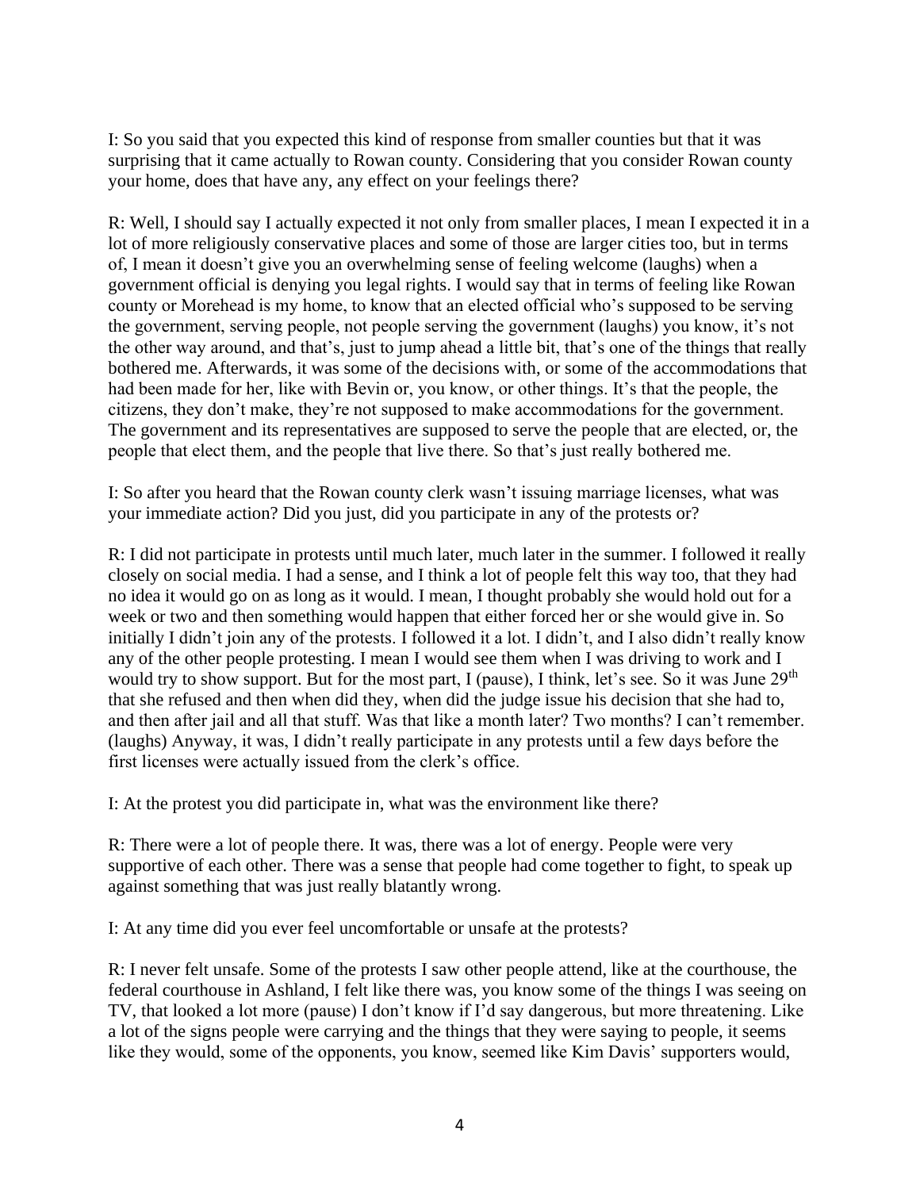I: So you said that you expected this kind of response from smaller counties but that it was surprising that it came actually to Rowan county. Considering that you consider Rowan county your home, does that have any, any effect on your feelings there?

R: Well, I should say I actually expected it not only from smaller places, I mean I expected it in a lot of more religiously conservative places and some of those are larger cities too, but in terms of, I mean it doesn't give you an overwhelming sense of feeling welcome (laughs) when a government official is denying you legal rights. I would say that in terms of feeling like Rowan county or Morehead is my home, to know that an elected official who's supposed to be serving the government, serving people, not people serving the government (laughs) you know, it's not the other way around, and that's, just to jump ahead a little bit, that's one of the things that really bothered me. Afterwards, it was some of the decisions with, or some of the accommodations that had been made for her, like with Bevin or, you know, or other things. It's that the people, the citizens, they don't make, they're not supposed to make accommodations for the government. The government and its representatives are supposed to serve the people that are elected, or, the people that elect them, and the people that live there. So that's just really bothered me.

I: So after you heard that the Rowan county clerk wasn't issuing marriage licenses, what was your immediate action? Did you just, did you participate in any of the protests or?

R: I did not participate in protests until much later, much later in the summer. I followed it really closely on social media. I had a sense, and I think a lot of people felt this way too, that they had no idea it would go on as long as it would. I mean, I thought probably she would hold out for a week or two and then something would happen that either forced her or she would give in. So initially I didn't join any of the protests. I followed it a lot. I didn't, and I also didn't really know any of the other people protesting. I mean I would see them when I was driving to work and I would try to show support. But for the most part, I (pause), I think, let's see. So it was June 29th that she refused and then when did they, when did the judge issue his decision that she had to, and then after jail and all that stuff. Was that like a month later? Two months? I can't remember. (laughs) Anyway, it was, I didn't really participate in any protests until a few days before the first licenses were actually issued from the clerk's office.

I: At the protest you did participate in, what was the environment like there?

R: There were a lot of people there. It was, there was a lot of energy. People were very supportive of each other. There was a sense that people had come together to fight, to speak up against something that was just really blatantly wrong.

I: At any time did you ever feel uncomfortable or unsafe at the protests?

R: I never felt unsafe. Some of the protests I saw other people attend, like at the courthouse, the federal courthouse in Ashland, I felt like there was, you know some of the things I was seeing on TV, that looked a lot more (pause) I don't know if I'd say dangerous, but more threatening. Like a lot of the signs people were carrying and the things that they were saying to people, it seems like they would, some of the opponents, you know, seemed like Kim Davis' supporters would,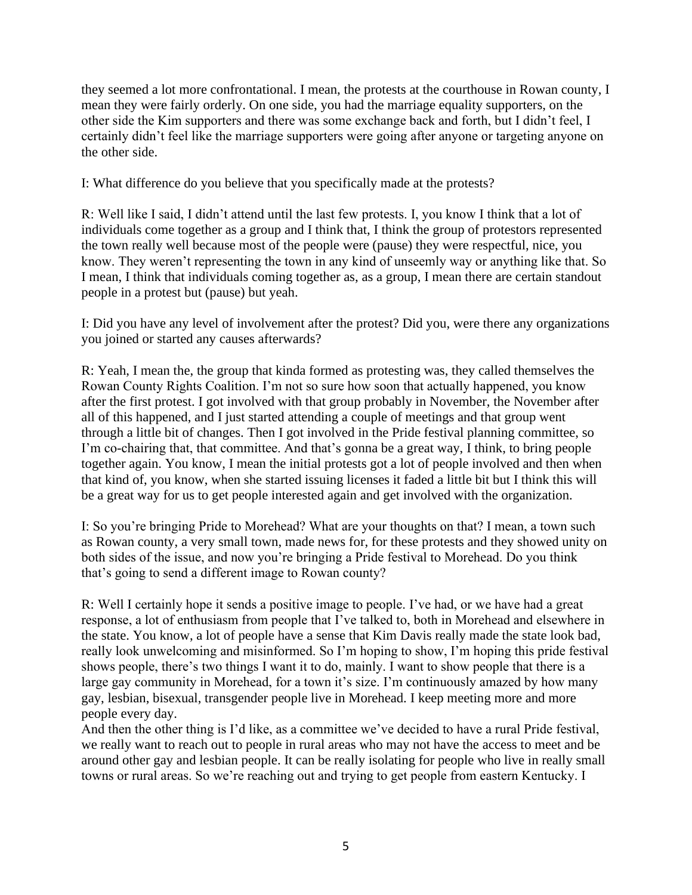they seemed a lot more confrontational. I mean, the protests at the courthouse in Rowan county, I mean they were fairly orderly. On one side, you had the marriage equality supporters, on the other side the Kim supporters and there was some exchange back and forth, but I didn't feel, I certainly didn't feel like the marriage supporters were going after anyone or targeting anyone on the other side.

I: What difference do you believe that you specifically made at the protests?

R: Well like I said, I didn't attend until the last few protests. I, you know I think that a lot of individuals come together as a group and I think that, I think the group of protestors represented the town really well because most of the people were (pause) they were respectful, nice, you know. They weren't representing the town in any kind of unseemly way or anything like that. So I mean, I think that individuals coming together as, as a group, I mean there are certain standout people in a protest but (pause) but yeah.

I: Did you have any level of involvement after the protest? Did you, were there any organizations you joined or started any causes afterwards?

R: Yeah, I mean the, the group that kinda formed as protesting was, they called themselves the Rowan County Rights Coalition. I'm not so sure how soon that actually happened, you know after the first protest. I got involved with that group probably in November, the November after all of this happened, and I just started attending a couple of meetings and that group went through a little bit of changes. Then I got involved in the Pride festival planning committee, so I'm co-chairing that, that committee. And that's gonna be a great way, I think, to bring people together again. You know, I mean the initial protests got a lot of people involved and then when that kind of, you know, when she started issuing licenses it faded a little bit but I think this will be a great way for us to get people interested again and get involved with the organization.

I: So you're bringing Pride to Morehead? What are your thoughts on that? I mean, a town such as Rowan county, a very small town, made news for, for these protests and they showed unity on both sides of the issue, and now you're bringing a Pride festival to Morehead. Do you think that's going to send a different image to Rowan county?

R: Well I certainly hope it sends a positive image to people. I've had, or we have had a great response, a lot of enthusiasm from people that I've talked to, both in Morehead and elsewhere in the state. You know, a lot of people have a sense that Kim Davis really made the state look bad, really look unwelcoming and misinformed. So I'm hoping to show, I'm hoping this pride festival shows people, there's two things I want it to do, mainly. I want to show people that there is a large gay community in Morehead, for a town it's size. I'm continuously amazed by how many gay, lesbian, bisexual, transgender people live in Morehead. I keep meeting more and more people every day.

And then the other thing is I'd like, as a committee we've decided to have a rural Pride festival, we really want to reach out to people in rural areas who may not have the access to meet and be around other gay and lesbian people. It can be really isolating for people who live in really small towns or rural areas. So we're reaching out and trying to get people from eastern Kentucky. I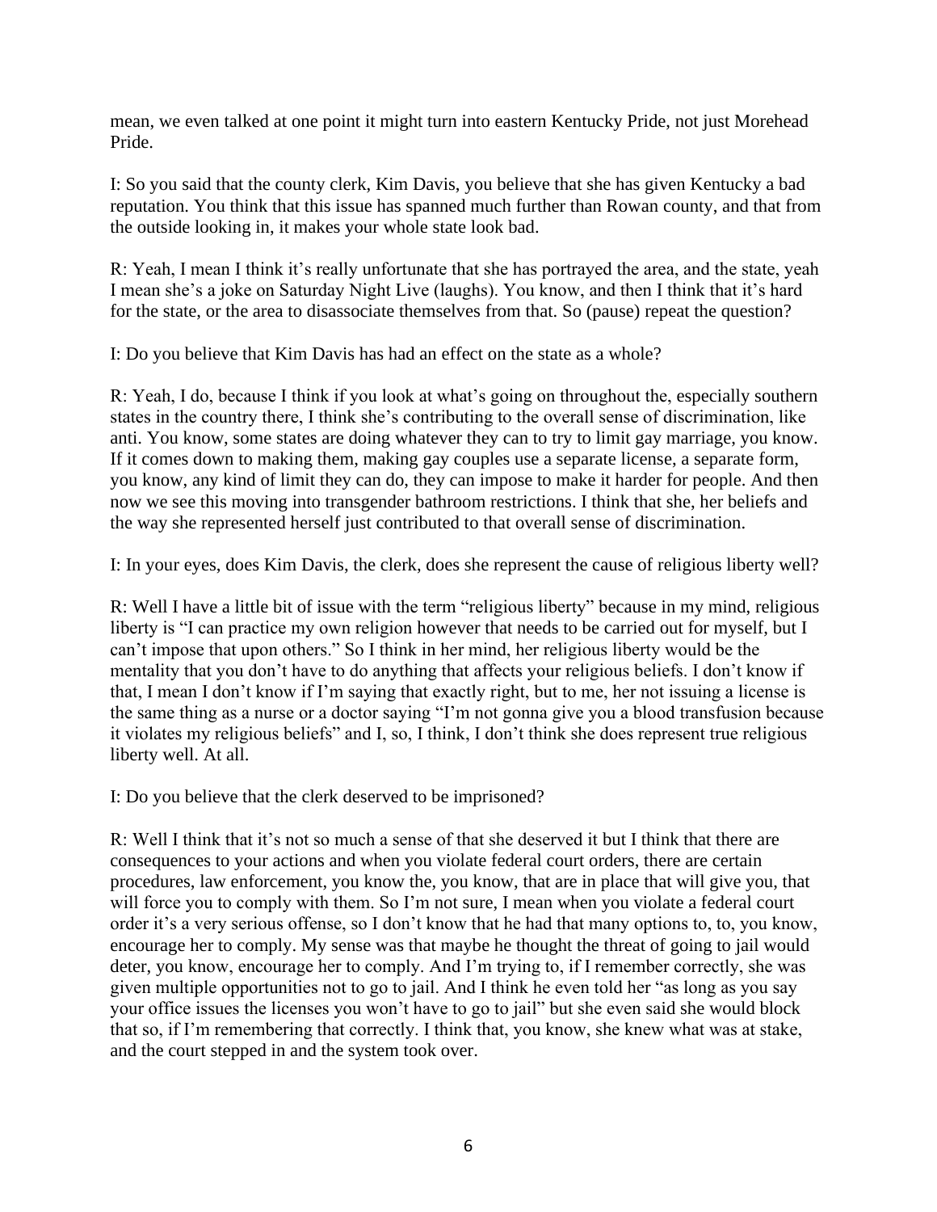mean, we even talked at one point it might turn into eastern Kentucky Pride, not just Morehead Pride.

I: So you said that the county clerk, Kim Davis, you believe that she has given Kentucky a bad reputation. You think that this issue has spanned much further than Rowan county, and that from the outside looking in, it makes your whole state look bad.

R: Yeah, I mean I think it's really unfortunate that she has portrayed the area, and the state, yeah I mean she's a joke on Saturday Night Live (laughs). You know, and then I think that it's hard for the state, or the area to disassociate themselves from that. So (pause) repeat the question?

I: Do you believe that Kim Davis has had an effect on the state as a whole?

R: Yeah, I do, because I think if you look at what's going on throughout the, especially southern states in the country there, I think she's contributing to the overall sense of discrimination, like anti. You know, some states are doing whatever they can to try to limit gay marriage, you know. If it comes down to making them, making gay couples use a separate license, a separate form, you know, any kind of limit they can do, they can impose to make it harder for people. And then now we see this moving into transgender bathroom restrictions. I think that she, her beliefs and the way she represented herself just contributed to that overall sense of discrimination.

I: In your eyes, does Kim Davis, the clerk, does she represent the cause of religious liberty well?

R: Well I have a little bit of issue with the term "religious liberty" because in my mind, religious liberty is "I can practice my own religion however that needs to be carried out for myself, but I can't impose that upon others." So I think in her mind, her religious liberty would be the mentality that you don't have to do anything that affects your religious beliefs. I don't know if that, I mean I don't know if I'm saying that exactly right, but to me, her not issuing a license is the same thing as a nurse or a doctor saying "I'm not gonna give you a blood transfusion because it violates my religious beliefs" and I, so, I think, I don't think she does represent true religious liberty well. At all.

I: Do you believe that the clerk deserved to be imprisoned?

R: Well I think that it's not so much a sense of that she deserved it but I think that there are consequences to your actions and when you violate federal court orders, there are certain procedures, law enforcement, you know the, you know, that are in place that will give you, that will force you to comply with them. So I'm not sure, I mean when you violate a federal court order it's a very serious offense, so I don't know that he had that many options to, to, you know, encourage her to comply. My sense was that maybe he thought the threat of going to jail would deter, you know, encourage her to comply. And I'm trying to, if I remember correctly, she was given multiple opportunities not to go to jail. And I think he even told her "as long as you say your office issues the licenses you won't have to go to jail" but she even said she would block that so, if I'm remembering that correctly. I think that, you know, she knew what was at stake, and the court stepped in and the system took over.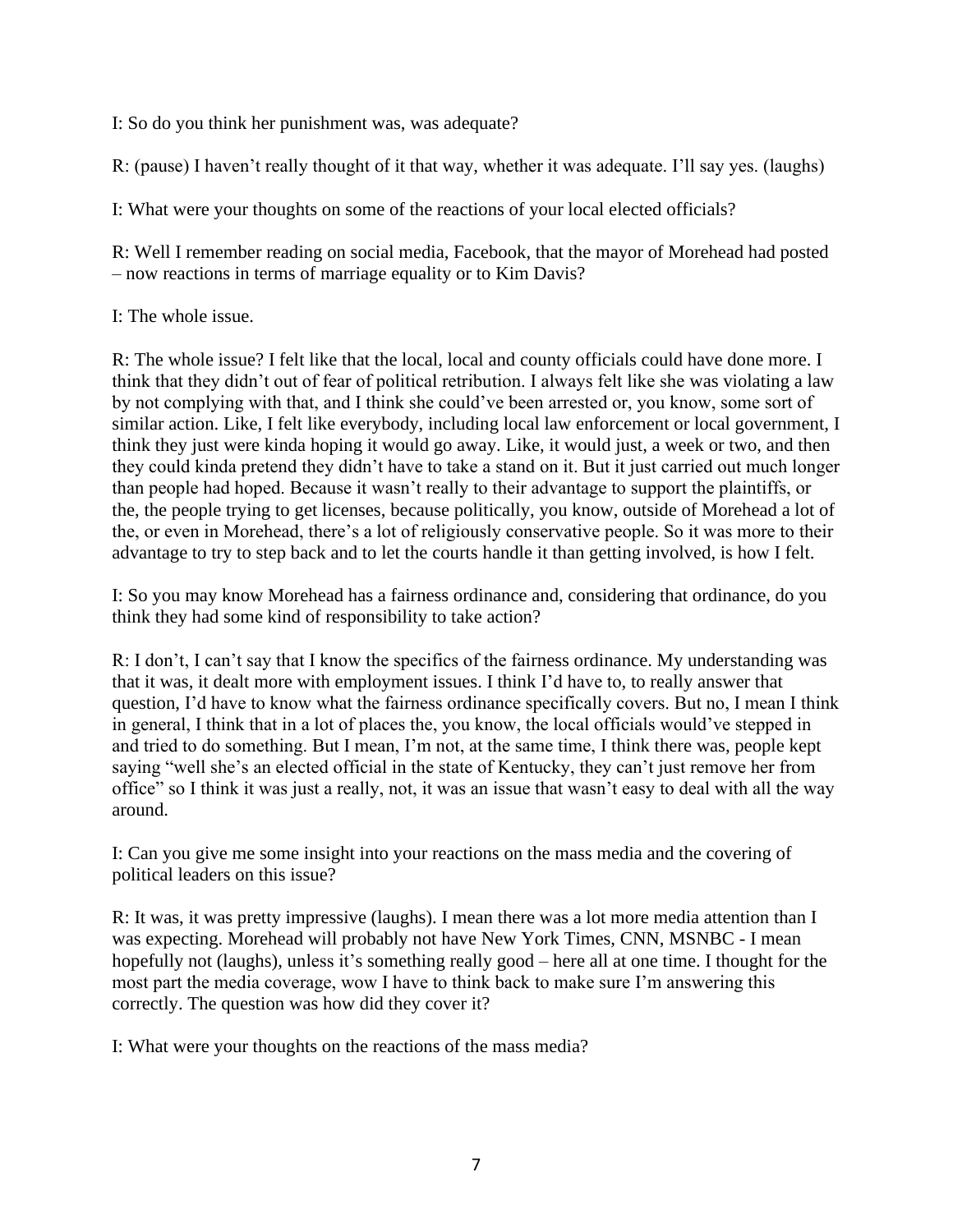I: So do you think her punishment was, was adequate?

R: (pause) I haven't really thought of it that way, whether it was adequate. I'll say yes. (laughs)

I: What were your thoughts on some of the reactions of your local elected officials?

R: Well I remember reading on social media, Facebook, that the mayor of Morehead had posted – now reactions in terms of marriage equality or to Kim Davis?

I: The whole issue.

R: The whole issue? I felt like that the local, local and county officials could have done more. I think that they didn't out of fear of political retribution. I always felt like she was violating a law by not complying with that, and I think she could've been arrested or, you know, some sort of similar action. Like, I felt like everybody, including local law enforcement or local government, I think they just were kinda hoping it would go away. Like, it would just, a week or two, and then they could kinda pretend they didn't have to take a stand on it. But it just carried out much longer than people had hoped. Because it wasn't really to their advantage to support the plaintiffs, or the, the people trying to get licenses, because politically, you know, outside of Morehead a lot of the, or even in Morehead, there's a lot of religiously conservative people. So it was more to their advantage to try to step back and to let the courts handle it than getting involved, is how I felt.

I: So you may know Morehead has a fairness ordinance and, considering that ordinance, do you think they had some kind of responsibility to take action?

R: I don't, I can't say that I know the specifics of the fairness ordinance. My understanding was that it was, it dealt more with employment issues. I think I'd have to, to really answer that question, I'd have to know what the fairness ordinance specifically covers. But no, I mean I think in general, I think that in a lot of places the, you know, the local officials would've stepped in and tried to do something. But I mean, I'm not, at the same time, I think there was, people kept saying "well she's an elected official in the state of Kentucky, they can't just remove her from office" so I think it was just a really, not, it was an issue that wasn't easy to deal with all the way around.

I: Can you give me some insight into your reactions on the mass media and the covering of political leaders on this issue?

R: It was, it was pretty impressive (laughs). I mean there was a lot more media attention than I was expecting. Morehead will probably not have New York Times, CNN, MSNBC - I mean hopefully not (laughs), unless it's something really good – here all at one time. I thought for the most part the media coverage, wow I have to think back to make sure I'm answering this correctly. The question was how did they cover it?

I: What were your thoughts on the reactions of the mass media?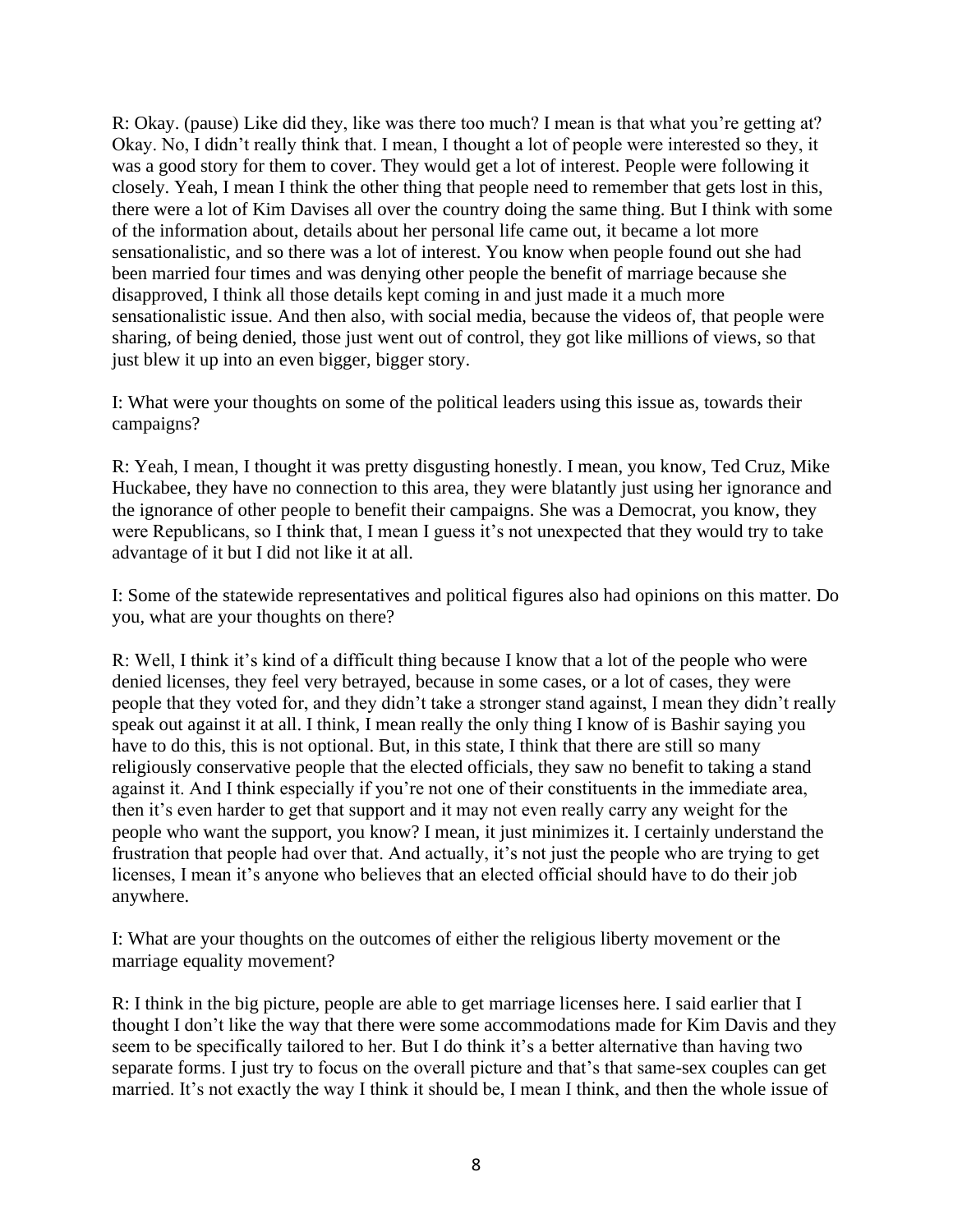R: Okay. (pause) Like did they, like was there too much? I mean is that what you're getting at? Okay. No, I didn't really think that. I mean, I thought a lot of people were interested so they, it was a good story for them to cover. They would get a lot of interest. People were following it closely. Yeah, I mean I think the other thing that people need to remember that gets lost in this, there were a lot of Kim Davises all over the country doing the same thing. But I think with some of the information about, details about her personal life came out, it became a lot more sensationalistic, and so there was a lot of interest. You know when people found out she had been married four times and was denying other people the benefit of marriage because she disapproved, I think all those details kept coming in and just made it a much more sensationalistic issue. And then also, with social media, because the videos of, that people were sharing, of being denied, those just went out of control, they got like millions of views, so that just blew it up into an even bigger, bigger story.

I: What were your thoughts on some of the political leaders using this issue as, towards their campaigns?

R: Yeah, I mean, I thought it was pretty disgusting honestly. I mean, you know, Ted Cruz, Mike Huckabee, they have no connection to this area, they were blatantly just using her ignorance and the ignorance of other people to benefit their campaigns. She was a Democrat, you know, they were Republicans, so I think that, I mean I guess it's not unexpected that they would try to take advantage of it but I did not like it at all.

I: Some of the statewide representatives and political figures also had opinions on this matter. Do you, what are your thoughts on there?

R: Well, I think it's kind of a difficult thing because I know that a lot of the people who were denied licenses, they feel very betrayed, because in some cases, or a lot of cases, they were people that they voted for, and they didn't take a stronger stand against, I mean they didn't really speak out against it at all. I think, I mean really the only thing I know of is Bashir saying you have to do this, this is not optional. But, in this state, I think that there are still so many religiously conservative people that the elected officials, they saw no benefit to taking a stand against it. And I think especially if you're not one of their constituents in the immediate area, then it's even harder to get that support and it may not even really carry any weight for the people who want the support, you know? I mean, it just minimizes it. I certainly understand the frustration that people had over that. And actually, it's not just the people who are trying to get licenses, I mean it's anyone who believes that an elected official should have to do their job anywhere.

I: What are your thoughts on the outcomes of either the religious liberty movement or the marriage equality movement?

R: I think in the big picture, people are able to get marriage licenses here. I said earlier that I thought I don't like the way that there were some accommodations made for Kim Davis and they seem to be specifically tailored to her. But I do think it's a better alternative than having two separate forms. I just try to focus on the overall picture and that's that same-sex couples can get married. It's not exactly the way I think it should be, I mean I think, and then the whole issue of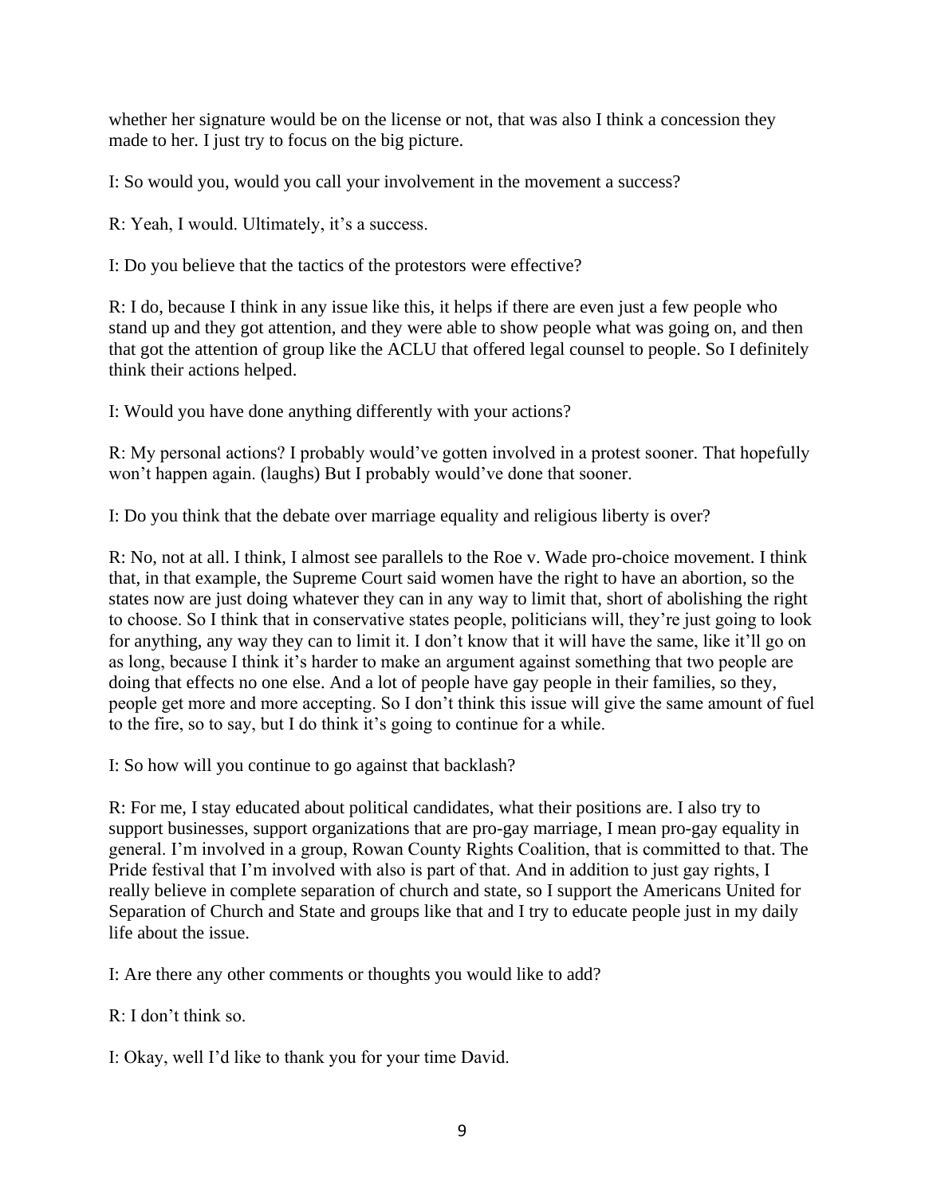whether her signature would be on the license or not, that was also I think a concession they made to her. I just try to focus on the big picture.

I: So would you, would you call your involvement in the movement a success?

R: Yeah, I would. Ultimately, it's a success.

I: Do you believe that the tactics of the protestors were effective?

R: I do, because I think in any issue like this, it helps if there are even just a few people who stand up and they got attention, and they were able to show people what was going on, and then that got the attention of group like the ACLU that offered legal counsel to people. So I definitely think their actions helped.

I: Would you have done anything differently with your actions?

R: My personal actions? I probably would've gotten involved in a protest sooner. That hopefully won't happen again. (laughs) But I probably would've done that sooner.

I: Do you think that the debate over marriage equality and religious liberty is over?

R: No, not at all. I think, I almost see parallels to the Roe v. Wade pro-choice movement. I think that, in that example, the Supreme Court said women have the right to have an abortion, so the states now are just doing whatever they can in any way to limit that, short of abolishing the right to choose. So I think that in conservative states people, politicians will, they're just going to look for anything, any way they can to limit it. I don't know that it will have the same, like it'll go on as long, because I think it's harder to make an argument against something that two people are doing that effects no one else. And a lot of people have gay people in their families, so they, people get more and more accepting. So I don't think this issue will give the same amount of fuel to the fire, so to say, but I do think it's going to continue for a while.

I: So how will you continue to go against that backlash?

R: For me, I stay educated about political candidates, what their positions are. I also try to support businesses, support organizations that are pro-gay marriage, I mean pro-gay equality in general. I'm involved in a group, Rowan County Rights Coalition, that is committed to that. The Pride festival that I'm involved with also is part of that. And in addition to just gay rights, I really believe in complete separation of church and state, so I support the Americans United for Separation of Church and State and groups like that and I try to educate people just in my daily life about the issue.

I: Are there any other comments or thoughts you would like to add?

R: I don't think so.

I: Okay, well I'd like to thank you for your time David.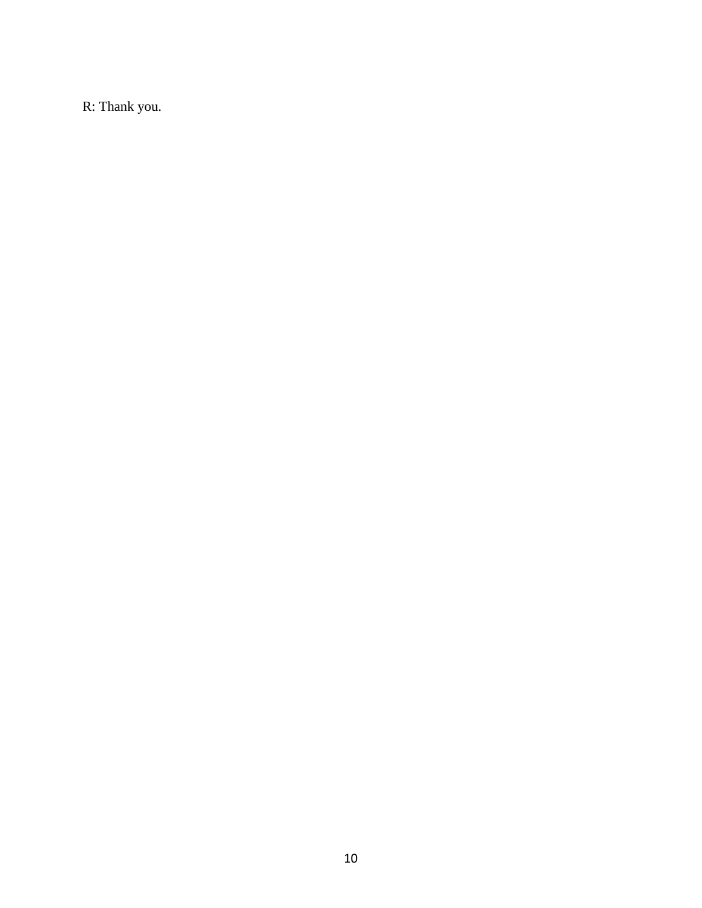R: Thank you.